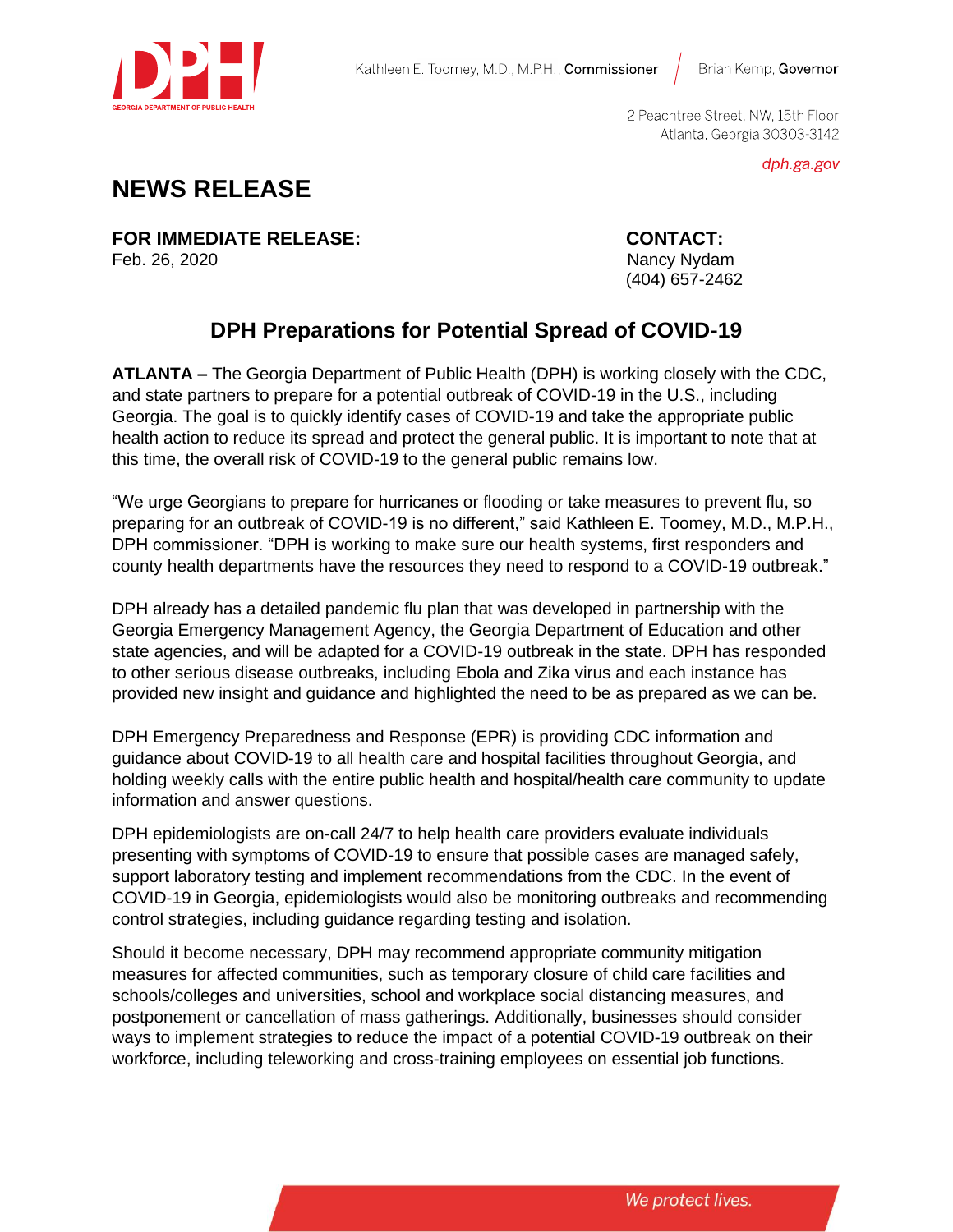Kathleen E. Toomey, M.D., M.P.H., **Commissioner** | Brian Kemp, **Governor**

2 Peachtree Street, NW, 15th Floor
Atlanta, Georgia 30303-3142

*dph.ga.gov*

# NEWS RELEASE

**FOR IMMEDIATE RELEASE:**
Feb. 26, 2020

**CONTACT:**
Nancy Nydam
(404) 657-2462

## DPH Preparations for Potential Spread of COVID-19

**ATLANTA –** The Georgia Department of Public Health (DPH) is working closely with the CDC, and state partners to prepare for a potential outbreak of COVID-19 in the U.S., including Georgia. The goal is to quickly identify cases of COVID-19 and take the appropriate public health action to reduce its spread and protect the general public. It is important to note that at this time, the overall risk of COVID-19 to the general public remains low.

"We urge Georgians to prepare for hurricanes or flooding or take measures to prevent flu, so preparing for an outbreak of COVID-19 is no different," said Kathleen E. Toomey, M.D., M.P.H., DPH commissioner. "DPH is working to make sure our health systems, first responders and county health departments have the resources they need to respond to a COVID-19 outbreak."

DPH already has a detailed pandemic flu plan that was developed in partnership with the Georgia Emergency Management Agency, the Georgia Department of Education and other state agencies, and will be adapted for a COVID-19 outbreak in the state. DPH has responded to other serious disease outbreaks, including Ebola and Zika virus and each instance has provided new insight and guidance and highlighted the need to be as prepared as we can be.

DPH Emergency Preparedness and Response (EPR) is providing CDC information and guidance about COVID-19 to all health care and hospital facilities throughout Georgia, and holding weekly calls with the entire public health and hospital/health care community to update information and answer questions.

DPH epidemiologists are on-call 24/7 to help health care providers evaluate individuals presenting with symptoms of COVID-19 to ensure that possible cases are managed safely, support laboratory testing and implement recommendations from the CDC. In the event of COVID-19 in Georgia, epidemiologists would also be monitoring outbreaks and recommending control strategies, including guidance regarding testing and isolation.

Should it become necessary, DPH may recommend appropriate community mitigation measures for affected communities, such as temporary closure of child care facilities and schools/colleges and universities, school and workplace social distancing measures, and postponement or cancellation of mass gatherings. Additionally, businesses should consider ways to implement strategies to reduce the impact of a potential COVID-19 outbreak on their workforce, including teleworking and cross-training employees on essential job functions.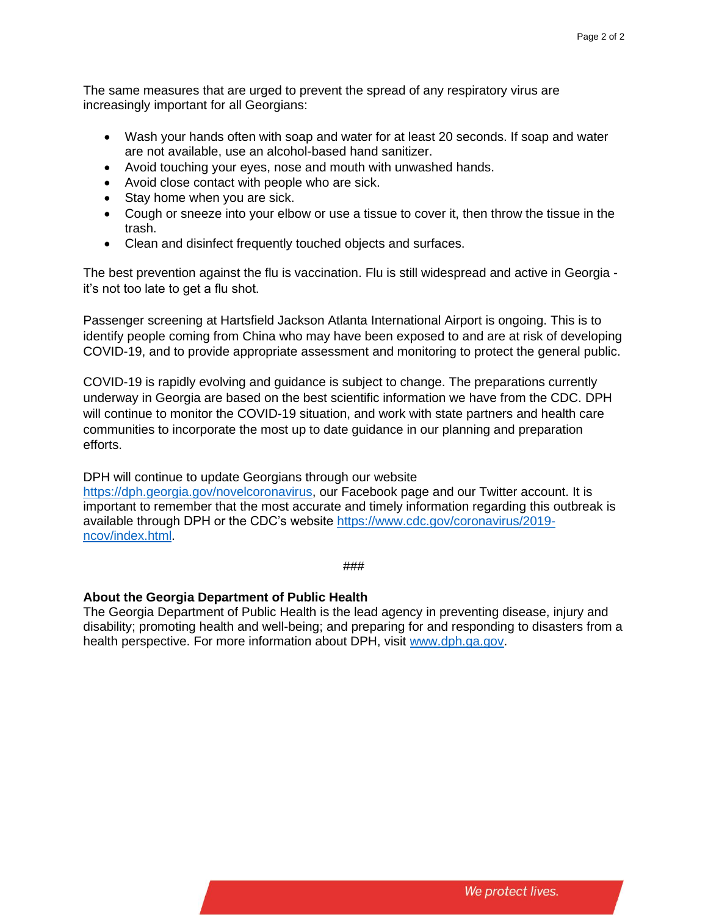The same measures that are urged to prevent the spread of any respiratory virus are increasingly important for all Georgians:

- Wash your hands often with soap and water for at least 20 seconds. If soap and water are not available, use an alcohol-based hand sanitizer.
- Avoid touching your eyes, nose and mouth with unwashed hands.
- Avoid close contact with people who are sick.
- Stay home when you are sick.
- Cough or sneeze into your elbow or use a tissue to cover it, then throw the tissue in the trash.
- Clean and disinfect frequently touched objects and surfaces.

The best prevention against the flu is vaccination. Flu is still widespread and active in Georgia - it's not too late to get a flu shot.

Passenger screening at Hartsfield Jackson Atlanta International Airport is ongoing. This is to identify people coming from China who may have been exposed to and are at risk of developing COVID-19, and to provide appropriate assessment and monitoring to protect the general public.

COVID-19 is rapidly evolving and guidance is subject to change. The preparations currently underway in Georgia are based on the best scientific information we have from the CDC. DPH will continue to monitor the COVID-19 situation, and work with state partners and health care communities to incorporate the most up to date guidance in our planning and preparation efforts.

DPH will continue to update Georgians through our website https://dph.georgia.gov/novelcoronavirus, our Facebook page and our Twitter account. It is important to remember that the most accurate and timely information regarding this outbreak is available through DPH or the CDC's website https://www.cdc.gov/coronavirus/2019-ncov/index.html.

###

**About the Georgia Department of Public Health**
The Georgia Department of Public Health is the lead agency in preventing disease, injury and disability; promoting health and well-being; and preparing for and responding to disasters from a health perspective. For more information about DPH, visit www.dph.ga.gov.

*We protect lives.*